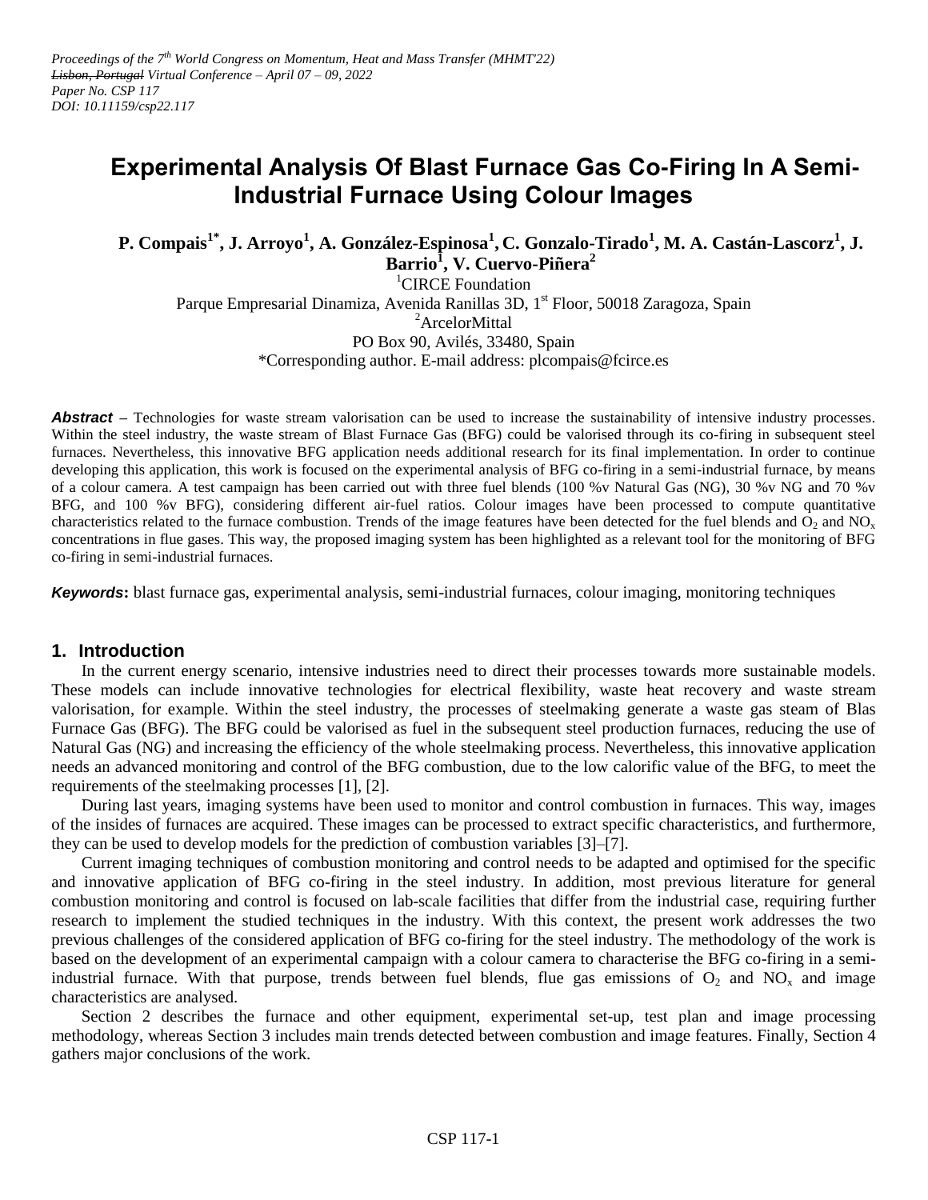*Proceedings of the 7th World Congress on Momentum, Heat and Mass Transfer (MHMT'22)*
*~~Lisbon, Portugal~~ Virtual Conference – April 07 – 09, 2022*
*Paper No. CSP 117*
*DOI: 10.11159/csp22.117*

# Experimental Analysis Of Blast Furnace Gas Co-Firing In A Semi-Industrial Furnace Using Colour Images

**P. Compais[1*], J. Arroyo[1], A. González-Espinosa[1], C. Gonzalo-Tirado[1], M. A. Castán-Lascorz[1], J. Barrio[1], V. Cuervo-Piñera[2]**

[1]CIRCE Foundation
Parque Empresarial Dinamiza, Avenida Ranillas 3D, 1st Floor, 50018 Zaragoza, Spain
[2]ArcelorMittal
PO Box 90, Avilés, 33480, Spain
*Corresponding author. E-mail address: plcompais@fcirce.es

***Abstract*** – Technologies for waste stream valorisation can be used to increase the sustainability of intensive industry processes. Within the steel industry, the waste stream of Blast Furnace Gas (BFG) could be valorised through its co-firing in subsequent steel furnaces. Nevertheless, this innovative BFG application needs additional research for its final implementation. In order to continue developing this application, this work is focused on the experimental analysis of BFG co-firing in a semi-industrial furnace, by means of a colour camera. A test campaign has been carried out with three fuel blends (100 %v Natural Gas (NG), 30 %v NG and 70 %v BFG, and 100 %v BFG), considering different air-fuel ratios. Colour images have been processed to compute quantitative characteristics related to the furnace combustion. Trends of the image features have been detected for the fuel blends and $O_2$ and $NO_x$ concentrations in flue gases. This way, the proposed imaging system has been highlighted as a relevant tool for the monitoring of BFG co-firing in semi-industrial furnaces.

***Keywords*:** blast furnace gas, experimental analysis, semi-industrial furnaces, colour imaging, monitoring techniques

## 1. Introduction

In the current energy scenario, intensive industries need to direct their processes towards more sustainable models. These models can include innovative technologies for electrical flexibility, waste heat recovery and waste stream valorisation, for example. Within the steel industry, the processes of steelmaking generate a waste gas steam of Blas Furnace Gas (BFG). The BFG could be valorised as fuel in the subsequent steel production furnaces, reducing the use of Natural Gas (NG) and increasing the efficiency of the whole steelmaking process. Nevertheless, this innovative application needs an advanced monitoring and control of the BFG combustion, due to the low calorific value of the BFG, to meet the requirements of the steelmaking processes [1], [2].

During last years, imaging systems have been used to monitor and control combustion in furnaces. This way, images of the insides of furnaces are acquired. These images can be processed to extract specific characteristics, and furthermore, they can be used to develop models for the prediction of combustion variables [3]–[7].

Current imaging techniques of combustion monitoring and control needs to be adapted and optimised for the specific and innovative application of BFG co-firing in the steel industry. In addition, most previous literature for general combustion monitoring and control is focused on lab-scale facilities that differ from the industrial case, requiring further research to implement the studied techniques in the industry. With this context, the present work addresses the two previous challenges of the considered application of BFG co-firing for the steel industry. The methodology of the work is based on the development of an experimental campaign with a colour camera to characterise the BFG co-firing in a semi-industrial furnace. With that purpose, trends between fuel blends, flue gas emissions of $O_2$ and $NO_x$ and image characteristics are analysed.

Section 2 describes the furnace and other equipment, experimental set-up, test plan and image processing methodology, whereas Section 3 includes main trends detected between combustion and image features. Finally, Section 4 gathers major conclusions of the work.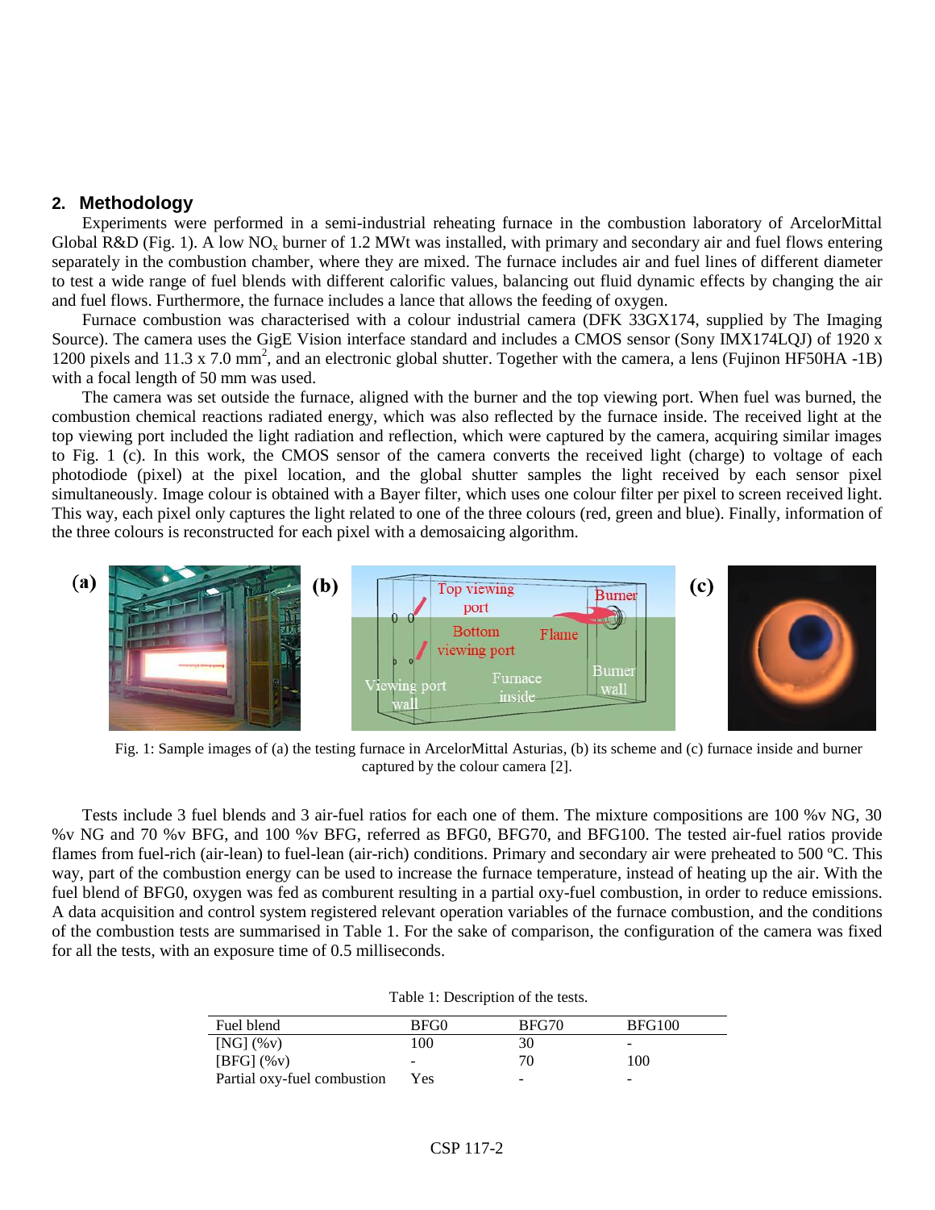## 2. Methodology

Experiments were performed in a semi-industrial reheating furnace in the combustion laboratory of ArcelorMittal Global R&D (Fig. 1). A low $NO_x$ burner of 1.2 MWt was installed, with primary and secondary air and fuel flows entering separately in the combustion chamber, where they are mixed. The furnace includes air and fuel lines of different diameter to test a wide range of fuel blends with different calorific values, balancing out fluid dynamic effects by changing the air and fuel flows. Furthermore, the furnace includes a lance that allows the feeding of oxygen.

Furnace combustion was characterised with a colour industrial camera (DFK 33GX174, supplied by The Imaging Source). The camera uses the GigE Vision interface standard and includes a CMOS sensor (Sony IMX174LQJ) of 1920 x 1200 pixels and 11.3 x 7.0 $mm^2$, and an electronic global shutter. Together with the camera, a lens (Fujinon HF50HA -1B) with a focal length of 50 mm was used.

The camera was set outside the furnace, aligned with the burner and the top viewing port. When fuel was burned, the combustion chemical reactions radiated energy, which was also reflected by the furnace inside. The received light at the top viewing port included the light radiation and reflection, which were captured by the camera, acquiring similar images to Fig. 1 (c). In this work, the CMOS sensor of the camera converts the received light (charge) to voltage of each photodiode (pixel) at the pixel location, and the global shutter samples the light received by each sensor pixel simultaneously. Image colour is obtained with a Bayer filter, which uses one colour filter per pixel to screen received light. This way, each pixel only captures the light related to one of the three colours (red, green and blue). Finally, information of the three colours is reconstructed for each pixel with a demosaicing algorithm.

Fig. 1: Sample images of (a) the testing furnace in ArcelorMittal Asturias, (b) its scheme and (c) furnace inside and burner captured by the colour camera [2].

Tests include 3 fuel blends and 3 air-fuel ratios for each one of them. The mixture compositions are 100 %v NG, 30 %v NG and 70 %v BFG, and 100 %v BFG, referred as BFG0, BFG70, and BFG100. The tested air-fuel ratios provide flames from fuel-rich (air-lean) to fuel-lean (air-rich) conditions. Primary and secondary air were preheated to 500 ºC. This way, part of the combustion energy can be used to increase the furnace temperature, instead of heating up the air. With the fuel blend of BFG0, oxygen was fed as comburent resulting in a partial oxy-fuel combustion, in order to reduce emissions. A data acquisition and control system registered relevant operation variables of the furnace combustion, and the conditions of the combustion tests are summarised in Table 1. For the sake of comparison, the configuration of the camera was fixed for all the tests, with an exposure time of 0.5 milliseconds.

Table 1: Description of the tests.

| Fuel blend | BFG0 | BFG70 | BFG100 |
|---|---|---|---|
| [NG] (%v) | 100 | 30 | - |
| [BFG] (%v) | - | 70 | 100 |
| Partial oxy-fuel combustion | Yes | - | - |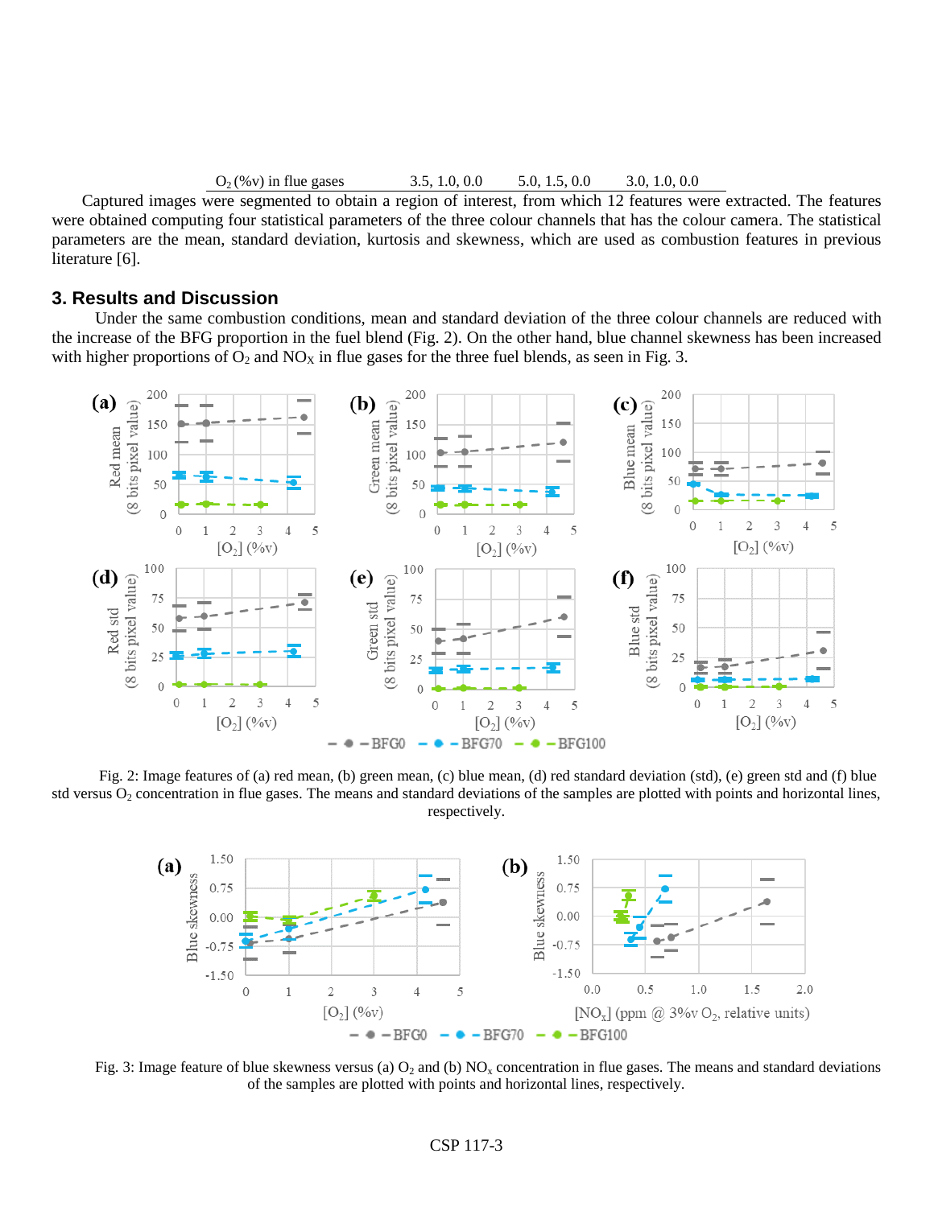| $O_2$ (%v) in flue gases | 3.5, 1.0, 0.0 | 5.0, 1.5, 0.0 | 3.0, 1.0, 0.0 |
|---|---|---|---|

Captured images were segmented to obtain a region of interest, from which 12 features were extracted. The features were obtained computing four statistical parameters of the three colour channels that has the colour camera. The statistical parameters are the mean, standard deviation, kurtosis and skewness, which are used as combustion features in previous literature [6].

## 3. Results and Discussion

Under the same combustion conditions, mean and standard deviation of the three colour channels are reduced with the increase of the BFG proportion in the fuel blend (Fig. 2). On the other hand, blue channel skewness has been increased with higher proportions of $O_2$ and $NO_X$ in flue gases for the three fuel blends, as seen in Fig. 3.

Fig. 2: Image features of (a) red mean, (b) green mean, (c) blue mean, (d) red standard deviation (std), (e) green std and (f) blue std versus $O_2$ concentration in flue gases. The means and standard deviations of the samples are plotted with points and horizontal lines, respectively.

Fig. 3: Image feature of blue skewness versus (a) $O_2$ and (b) $NO_x$ concentration in flue gases. The means and standard deviations of the samples are plotted with points and horizontal lines, respectively.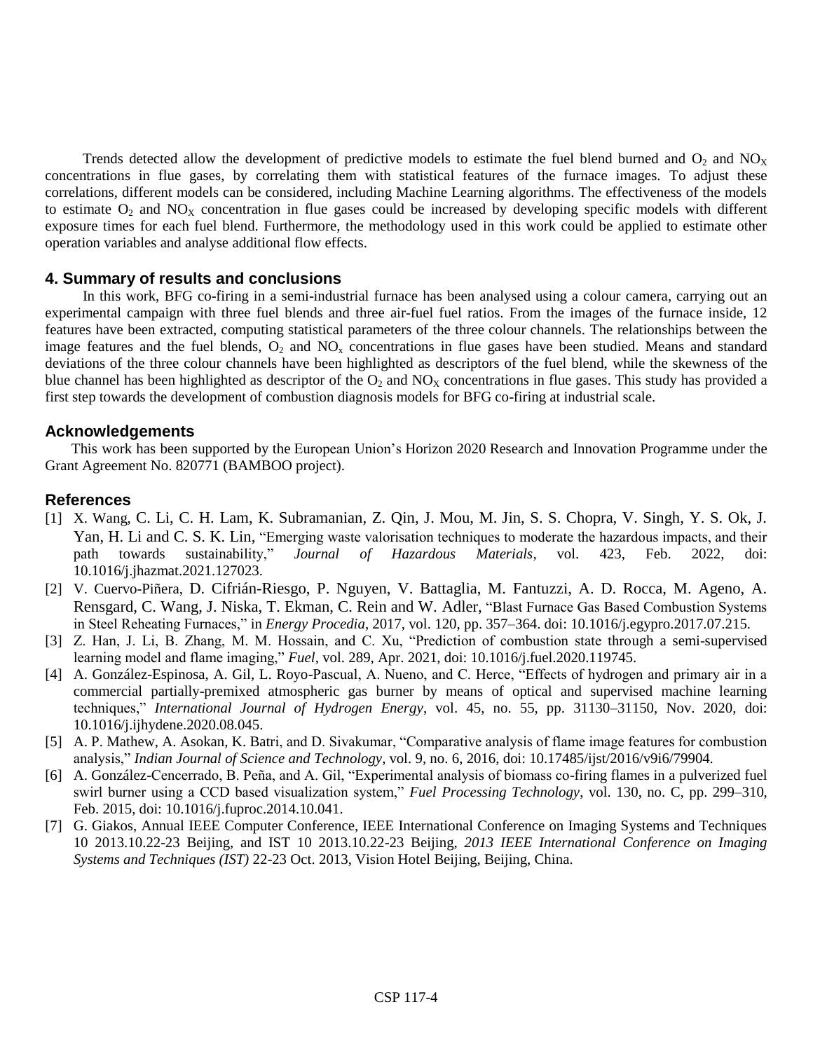Trends detected allow the development of predictive models to estimate the fuel blend burned and $O_2$ and $NO_X$ concentrations in flue gases, by correlating them with statistical features of the furnace images. To adjust these correlations, different models can be considered, including Machine Learning algorithms. The effectiveness of the models to estimate $O_2$ and $NO_X$ concentration in flue gases could be increased by developing specific models with different exposure times for each fuel blend. Furthermore, the methodology used in this work could be applied to estimate other operation variables and analyse additional flow effects.

## 4. Summary of results and conclusions

In this work, BFG co-firing in a semi-industrial furnace has been analysed using a colour camera, carrying out an experimental campaign with three fuel blends and three air-fuel fuel ratios. From the images of the furnace inside, 12 features have been extracted, computing statistical parameters of the three colour channels. The relationships between the image features and the fuel blends, $O_2$ and $NO_x$ concentrations in flue gases have been studied. Means and standard deviations of the three colour channels have been highlighted as descriptors of the fuel blend, while the skewness of the blue channel has been highlighted as descriptor of the $O_2$ and $NO_X$ concentrations in flue gases. This study has provided a first step towards the development of combustion diagnosis models for BFG co-firing at industrial scale.

## Acknowledgements

This work has been supported by the European Union's Horizon 2020 Research and Innovation Programme under the Grant Agreement No. 820771 (BAMBOO project).

## References

[1] X. Wang, C. Li, C. H. Lam, K. Subramanian, Z. Qin, J. Mou, M. Jin, S. S. Chopra, V. Singh, Y. S. Ok, J. Yan, H. Li and C. S. K. Lin, "Emerging waste valorisation techniques to moderate the hazardous impacts, and their path towards sustainability," *Journal of Hazardous Materials*, vol. 423, Feb. 2022, doi: 10.1016/j.jhazmat.2021.127023.

[2] V. Cuervo-Piñera, D. Cifrián-Riesgo, P. Nguyen, V. Battaglia, M. Fantuzzi, A. D. Rocca, M. Ageno, A. Rensgard, C. Wang, J. Niska, T. Ekman, C. Rein and W. Adler, "Blast Furnace Gas Based Combustion Systems in Steel Reheating Furnaces," in *Energy Procedia*, 2017, vol. 120, pp. 357–364. doi: 10.1016/j.egypro.2017.07.215.

[3] Z. Han, J. Li, B. Zhang, M. M. Hossain, and C. Xu, "Prediction of combustion state through a semi-supervised learning model and flame imaging," *Fuel*, vol. 289, Apr. 2021, doi: 10.1016/j.fuel.2020.119745.

[4] A. González-Espinosa, A. Gil, L. Royo-Pascual, A. Nueno, and C. Herce, "Effects of hydrogen and primary air in a commercial partially-premixed atmospheric gas burner by means of optical and supervised machine learning techniques," *International Journal of Hydrogen Energy*, vol. 45, no. 55, pp. 31130–31150, Nov. 2020, doi: 10.1016/j.ijhydene.2020.08.045.

[5] A. P. Mathew, A. Asokan, K. Batri, and D. Sivakumar, "Comparative analysis of flame image features for combustion analysis," *Indian Journal of Science and Technology*, vol. 9, no. 6, 2016, doi: 10.17485/ijst/2016/v9i6/79904.

[6] A. González-Cencerrado, B. Peña, and A. Gil, "Experimental analysis of biomass co-firing flames in a pulverized fuel swirl burner using a CCD based visualization system," *Fuel Processing Technology*, vol. 130, no. C, pp. 299–310, Feb. 2015, doi: 10.1016/j.fuproc.2014.10.041.

[7] G. Giakos, Annual IEEE Computer Conference, IEEE International Conference on Imaging Systems and Techniques 10 2013.10.22-23 Beijing, and IST 10 2013.10.22-23 Beijing, *2013 IEEE International Conference on Imaging Systems and Techniques (IST)* 22-23 Oct. 2013, Vision Hotel Beijing, Beijing, China.